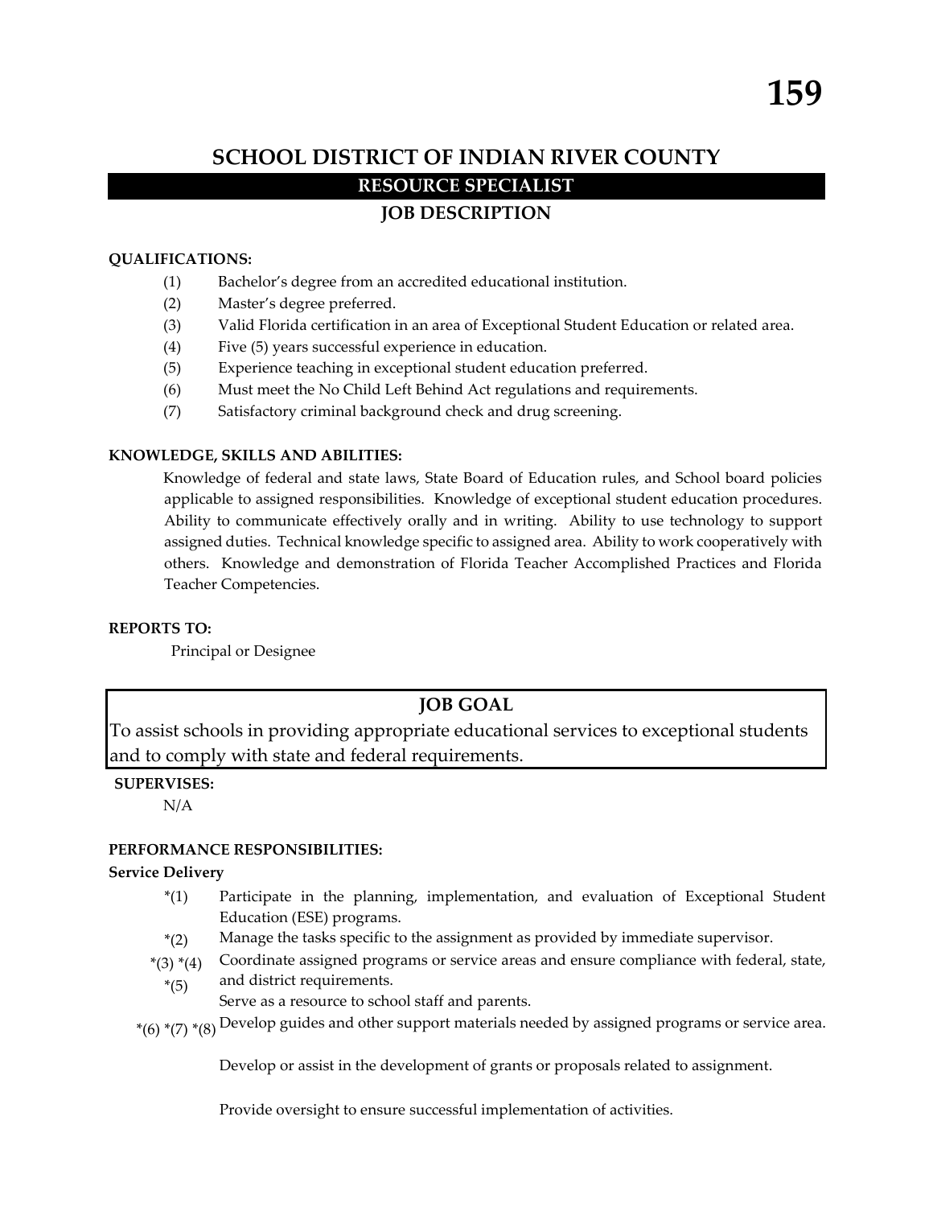# SCHOOL DISTRICT OF INDIAN RIVER COUNTY

## RESOURCE SPECIALIST

## JOB DESCRIPTION

**QUALIFICATIONS:**

(1) Bachelor's degree from an accredited educational institution.
(2) Master's degree preferred.
(3) Valid Florida certification in an area of Exceptional Student Education or related area.
(4) Five (5) years successful experience in education.
(5) Experience teaching in exceptional student education preferred.
(6) Must meet the No Child Left Behind Act regulations and requirements.
(7) Satisfactory criminal background check and drug screening.

**KNOWLEDGE, SKILLS AND ABILITIES:**

Knowledge of federal and state laws, State Board of Education rules, and School board policies applicable to assigned responsibilities. Knowledge of exceptional student education procedures. Ability to communicate effectively orally and in writing. Ability to use technology to support assigned duties. Technical knowledge specific to assigned area. Ability to work cooperatively with others. Knowledge and demonstration of Florida Teacher Accomplished Practices and Florida Teacher Competencies.

**REPORTS TO:**

Principal or Designee

**JOB GOAL**

To assist schools in providing appropriate educational services to exceptional students and to comply with state and federal requirements.

**SUPERVISES:**

N/A

**PERFORMANCE RESPONSIBILITIES:**

**Service Delivery**

*(1) Participate in the planning, implementation, and evaluation of Exceptional Student Education (ESE) programs.

*(2) Manage the tasks specific to the assignment as provided by immediate supervisor.

*(3) Coordinate assigned programs or service areas and ensure compliance with federal, state, and district requirements.

*(4) Serve as a resource to school staff and parents.

*(5) Develop guides and other support materials needed by assigned programs or service area.

*(6) Develop or assist in the development of grants or proposals related to assignment.

*(7) Provide oversight to ensure successful implementation of activities.

*(8)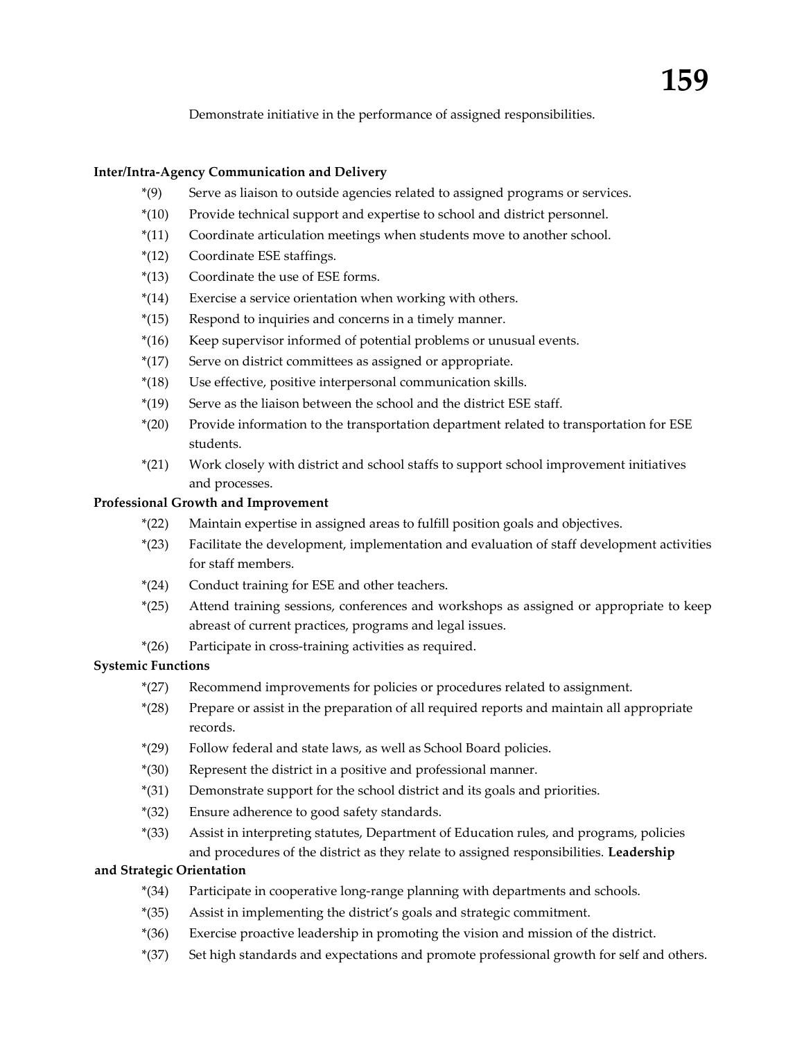Demonstrate initiative in the performance of assigned responsibilities.

**Inter/Intra-Agency Communication and Delivery**

*(9) Serve as liaison to outside agencies related to assigned programs or services.

*(10) Provide technical support and expertise to school and district personnel.

*(11) Coordinate articulation meetings when students move to another school.

*(12) Coordinate ESE staffings.

*(13) Coordinate the use of ESE forms.

*(14) Exercise a service orientation when working with others.

*(15) Respond to inquiries and concerns in a timely manner.

*(16) Keep supervisor informed of potential problems or unusual events.

*(17) Serve on district committees as assigned or appropriate.

*(18) Use effective, positive interpersonal communication skills.

*(19) Serve as the liaison between the school and the district ESE staff.

*(20) Provide information to the transportation department related to transportation for ESE students.

*(21) Work closely with district and school staffs to support school improvement initiatives and processes.

**Professional Growth and Improvement**

*(22) Maintain expertise in assigned areas to fulfill position goals and objectives.

*(23) Facilitate the development, implementation and evaluation of staff development activities for staff members.

*(24) Conduct training for ESE and other teachers.

*(25) Attend training sessions, conferences and workshops as assigned or appropriate to keep abreast of current practices, programs and legal issues.

*(26) Participate in cross-training activities as required.

**Systemic Functions**

*(27) Recommend improvements for policies or procedures related to assignment.

*(28) Prepare or assist in the preparation of all required reports and maintain all appropriate records.

*(29) Follow federal and state laws, as well as School Board policies.

*(30) Represent the district in a positive and professional manner.

*(31) Demonstrate support for the school district and its goals and priorities.

*(32) Ensure adherence to good safety standards.

*(33) Assist in interpreting statutes, Department of Education rules, and programs, policies and procedures of the district as they relate to assigned responsibilities.

**Leadership and Strategic Orientation**

*(34) Participate in cooperative long-range planning with departments and schools.

*(35) Assist in implementing the district's goals and strategic commitment.

*(36) Exercise proactive leadership in promoting the vision and mission of the district.

*(37) Set high standards and expectations and promote professional growth for self and others.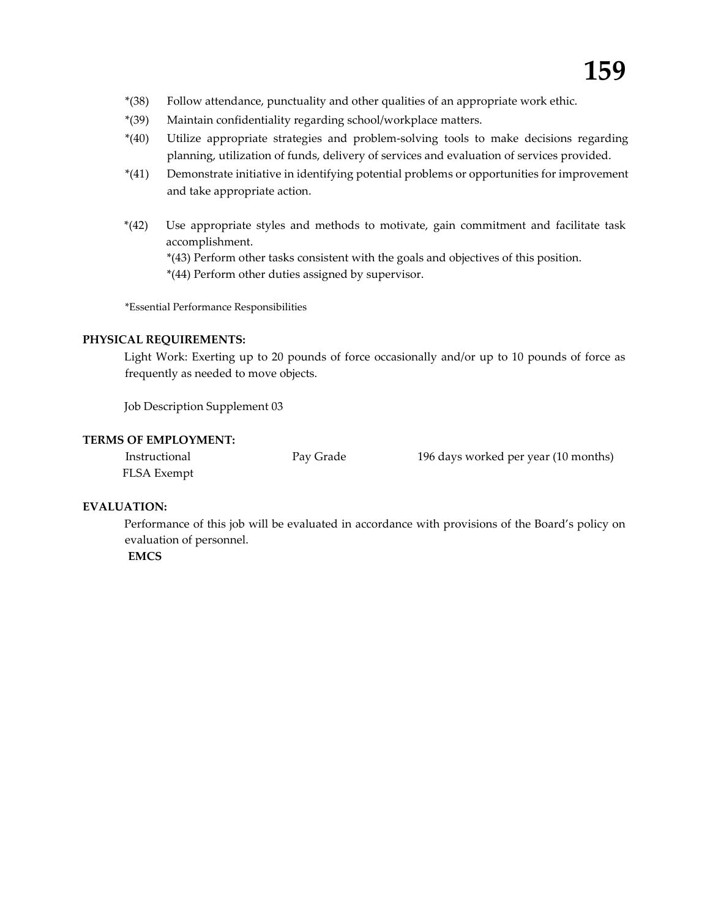*(38) Follow attendance, punctuality and other qualities of an appropriate work ethic.

*(39) Maintain confidentiality regarding school/workplace matters.

*(40) Utilize appropriate strategies and problem-solving tools to make decisions regarding planning, utilization of funds, delivery of services and evaluation of services provided.

*(41) Demonstrate initiative in identifying potential problems or opportunities for improvement and take appropriate action.

*(42) Use appropriate styles and methods to motivate, gain commitment and facilitate task accomplishment.

*(43) Perform other tasks consistent with the goals and objectives of this position.

*(44) Perform other duties assigned by supervisor.

*Essential Performance Responsibilities

**PHYSICAL REQUIREMENTS:**

Light Work: Exerting up to 20 pounds of force occasionally and/or up to 10 pounds of force as frequently as needed to move objects.

Job Description Supplement 03

**TERMS OF EMPLOYMENT:**

| | | |
|---|---|---|
| Instructional | Pay Grade | 196 days worked per year (10 months) |
| FLSA Exempt | | |

**EVALUATION:**

Performance of this job will be evaluated in accordance with provisions of the Board's policy on evaluation of personnel.

**EMCS**